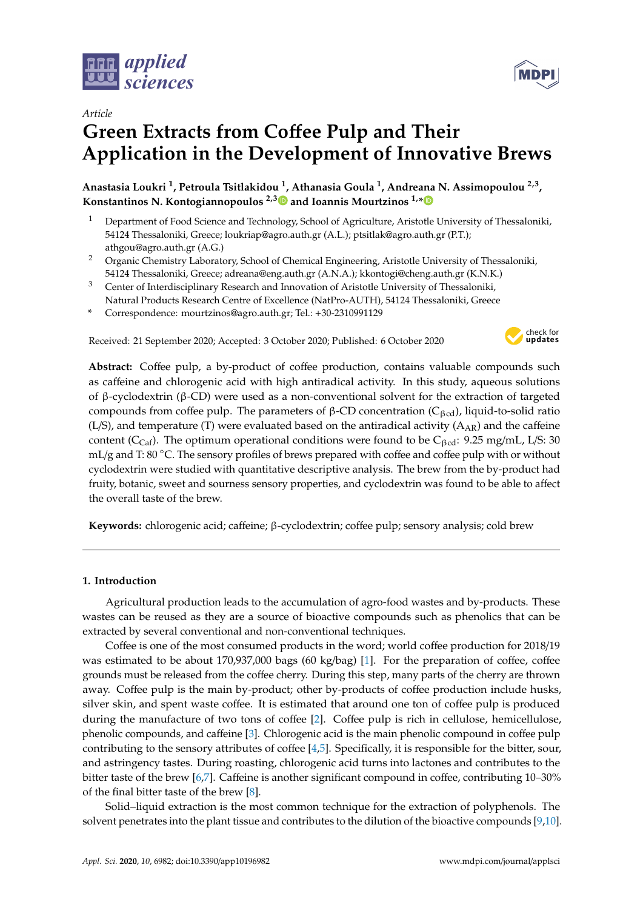*Article*

# Green Extracts from Coffee Pulp and Their Application in the Development of Innovative Brews

**Anastasia Loukri [1], Petroula Tsitlakidou [1], Athanasia Goula [1], Andreana N. Assimopoulou [2,3], Konstantinos N. Kontogiannopoulos [2,3] and Ioannis Mourtzinos [1,*]**

[1] Department of Food Science and Technology, School of Agriculture, Aristotle University of Thessaloniki, 54124 Thessaloniki, Greece; loukriap@agro.auth.gr (A.L.); ptsitlak@agro.auth.gr (P.T.); athgou@agro.auth.gr (A.G.)

[2] Organic Chemistry Laboratory, School of Chemical Engineering, Aristotle University of Thessaloniki, 54124 Thessaloniki, Greece; adreana@eng.auth.gr (A.N.A.); kkontogi@cheng.auth.gr (K.N.K.)

[3] Center of Interdisciplinary Research and Innovation of Aristotle University of Thessaloniki, Natural Products Research Centre of Excellence (NatPro-AUTH), 54124 Thessaloniki, Greece

\* Correspondence: mourtzinos@agro.auth.gr; Tel.: +30-2310991129

Received: 21 September 2020; Accepted: 3 October 2020; Published: 6 October 2020

**Abstract:** Coffee pulp, a by-product of coffee production, contains valuable compounds such as caffeine and chlorogenic acid with high antiradical activity. In this study, aqueous solutions of β-cyclodextrin (β-CD) were used as a non-conventional solvent for the extraction of targeted compounds from coffee pulp. The parameters of β-CD concentration ($C_{\beta cd}$), liquid-to-solid ratio (L/S), and temperature (T) were evaluated based on the antiradical activity ($A_{AR}$) and the caffeine content ($C_{Caf}$). The optimum operational conditions were found to be $C_{\beta cd}$: 9.25 mg/mL, L/S: 30 mL/g and T: 80 °C. The sensory profiles of brews prepared with coffee and coffee pulp with or without cyclodextrin were studied with quantitative descriptive analysis. The brew from the by-product had fruity, botanic, sweet and sourness sensory properties, and cyclodextrin was found to be able to affect the overall taste of the brew.

**Keywords:** chlorogenic acid; caffeine; β-cyclodextrin; coffee pulp; sensory analysis; cold brew

## 1. Introduction

Agricultural production leads to the accumulation of agro-food wastes and by-products. These wastes can be reused as they are a source of bioactive compounds such as phenolics that can be extracted by several conventional and non-conventional techniques.

Coffee is one of the most consumed products in the word; world coffee production for 2018/19 was estimated to be about 170,937,000 bags (60 kg/bag) [1]. For the preparation of coffee, coffee grounds must be released from the coffee cherry. During this step, many parts of the cherry are thrown away. Coffee pulp is the main by-product; other by-products of coffee production include husks, silver skin, and spent waste coffee. It is estimated that around one ton of coffee pulp is produced during the manufacture of two tons of coffee [2]. Coffee pulp is rich in cellulose, hemicellulose, phenolic compounds, and caffeine [3]. Chlorogenic acid is the main phenolic compound in coffee pulp contributing to the sensory attributes of coffee [4,5]. Specifically, it is responsible for the bitter, sour, and astringency tastes. During roasting, chlorogenic acid turns into lactones and contributes to the bitter taste of the brew [6,7]. Caffeine is another significant compound in coffee, contributing 10–30% of the final bitter taste of the brew [8].

Solid–liquid extraction is the most common technique for the extraction of polyphenols. The solvent penetrates into the plant tissue and contributes to the dilution of the bioactive compounds [9,10].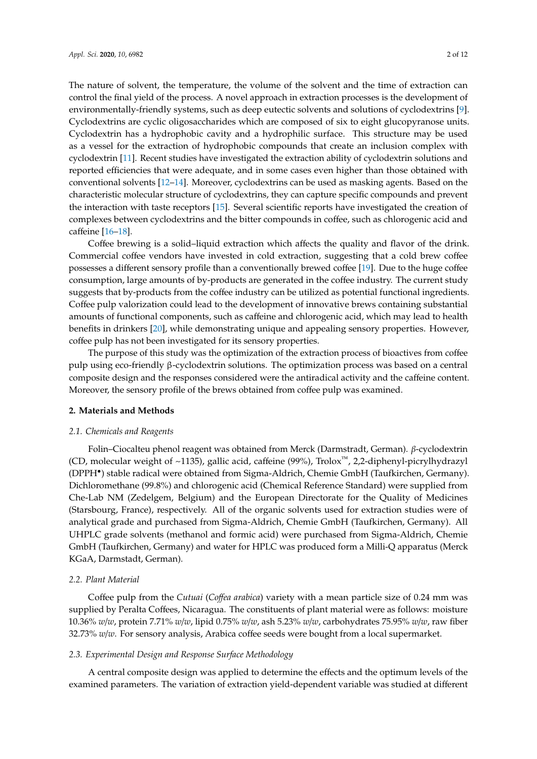The nature of solvent, the temperature, the volume of the solvent and the time of extraction can control the final yield of the process. A novel approach in extraction processes is the development of environmentally-friendly systems, such as deep eutectic solvents and solutions of cyclodextrins [9]. Cyclodextrins are cyclic oligosaccharides which are composed of six to eight glucopyranose units. Cyclodextrin has a hydrophobic cavity and a hydrophilic surface. This structure may be used as a vessel for the extraction of hydrophobic compounds that create an inclusion complex with cyclodextrin [11]. Recent studies have investigated the extraction ability of cyclodextrin solutions and reported efficiencies that were adequate, and in some cases even higher than those obtained with conventional solvents [12–14]. Moreover, cyclodextrins can be used as masking agents. Based on the characteristic molecular structure of cyclodextrins, they can capture specific compounds and prevent the interaction with taste receptors [15]. Several scientific reports have investigated the creation of complexes between cyclodextrins and the bitter compounds in coffee, such as chlorogenic acid and caffeine [16–18].

Coffee brewing is a solid–liquid extraction which affects the quality and flavor of the drink. Commercial coffee vendors have invested in cold extraction, suggesting that a cold brew coffee possesses a different sensory profile than a conventionally brewed coffee [19]. Due to the huge coffee consumption, large amounts of by-products are generated in the coffee industry. The current study suggests that by-products from the coffee industry can be utilized as potential functional ingredients. Coffee pulp valorization could lead to the development of innovative brews containing substantial amounts of functional components, such as caffeine and chlorogenic acid, which may lead to health benefits in drinkers [20], while demonstrating unique and appealing sensory properties. However, coffee pulp has not been investigated for its sensory properties.

The purpose of this study was the optimization of the extraction process of bioactives from coffee pulp using eco-friendly β-cyclodextrin solutions. The optimization process was based on a central composite design and the responses considered were the antiradical activity and the caffeine content. Moreover, the sensory profile of the brews obtained from coffee pulp was examined.

## 2. Materials and Methods

### 2.1. Chemicals and Reagents

Folin–Ciocalteu phenol reagent was obtained from Merck (Darmstradt, German). *β*-cyclodextrin (CD, molecular weight of ~1135), gallic acid, caffeine (99%), Trolox™, 2,2-diphenyl-picrylhydrazyl (DPPH•) stable radical were obtained from Sigma-Aldrich, Chemie GmbH (Taufkirchen, Germany). Dichloromethane (99.8%) and chlorogenic acid (Chemical Reference Standard) were supplied from Che-Lab NM (Zedelgem, Belgium) and the European Directorate for the Quality of Medicines (Starsbourg, France), respectively. All of the organic solvents used for extraction studies were of analytical grade and purchased from Sigma-Aldrich, Chemie GmbH (Taufkirchen, Germany). All UHPLC grade solvents (methanol and formic acid) were purchased from Sigma-Aldrich, Chemie GmbH (Taufkirchen, Germany) and water for HPLC was produced form a Milli-Q apparatus (Merck KGaA, Darmstadt, German).

### 2.2. Plant Material

Coffee pulp from the *Cutuai* (*Coffea arabica*) variety with a mean particle size of 0.24 mm was supplied by Peralta Coffees, Nicaragua. The constituents of plant material were as follows: moisture 10.36% *w*/*w*, protein 7.71% *w*/*w*, lipid 0.75% *w*/*w*, ash 5.23% *w*/*w*, carbohydrates 75.95% *w*/*w*, raw fiber 32.73% *w*/*w*. For sensory analysis, Arabica coffee seeds were bought from a local supermarket.

### 2.3. Experimental Design and Response Surface Methodology

A central composite design was applied to determine the effects and the optimum levels of the examined parameters. The variation of extraction yield-dependent variable was studied at different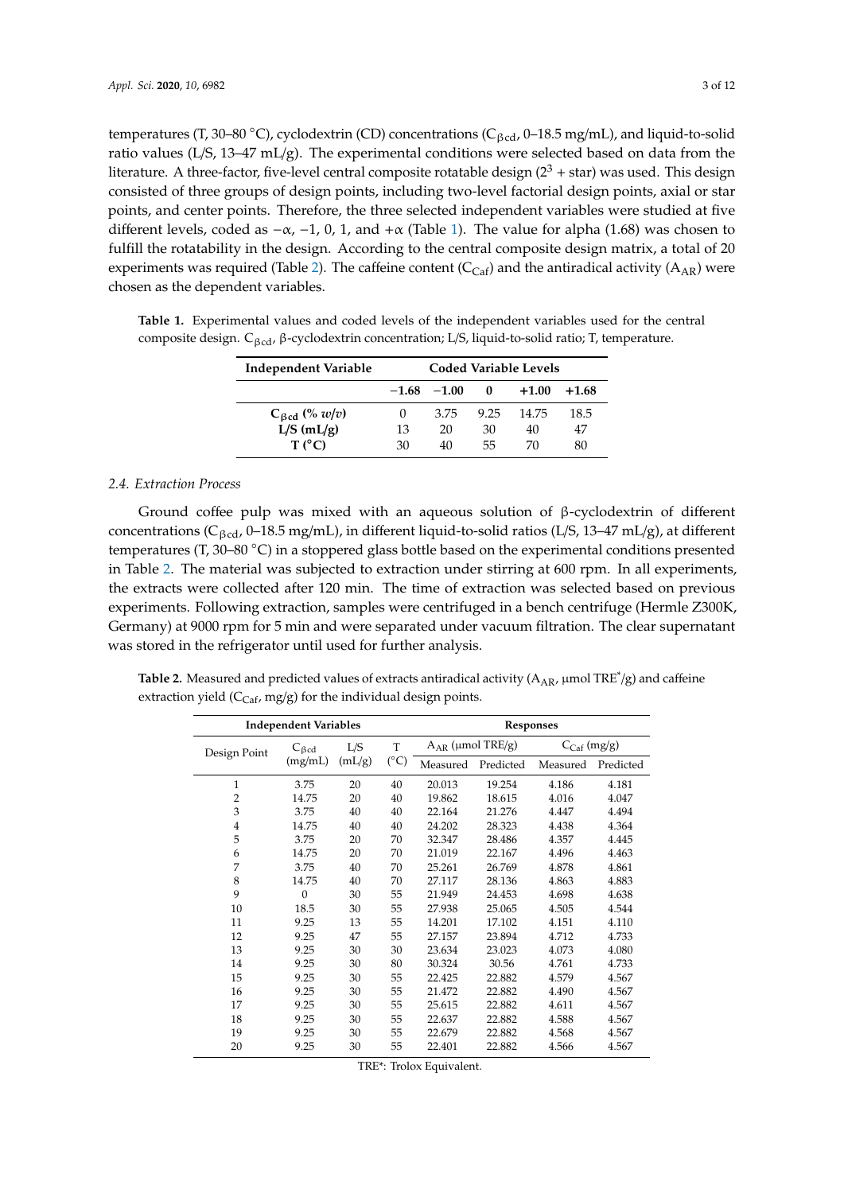temperatures (T, 30–80 °C), cyclodextrin (CD) concentrations ($C_{\beta cd}$, 0–18.5 mg/mL), and liquid-to-solid ratio values (L/S, 13–47 mL/g). The experimental conditions were selected based on data from the literature. A three-factor, five-level central composite rotatable design ($2^3$ + star) was used. This design consisted of three groups of design points, including two-level factorial design points, axial or star points, and center points. Therefore, the three selected independent variables were studied at five different levels, coded as $-\alpha$, $-1$, 0, 1, and $+\alpha$ (Table 1). The value for alpha (1.68) was chosen to fulfill the rotatability in the design. According to the central composite design matrix, a total of 20 experiments was required (Table 2). The caffeine content ($C_{Caf}$) and the antiradical activity ($A_{AR}$) were chosen as the dependent variables.

**Table 1.** Experimental values and coded levels of the independent variables used for the central composite design. $C_{\beta cd}$, β-cyclodextrin concentration; L/S, liquid-to-solid ratio; T, temperature.

| Independent Variable | Coded Variable Levels | | | | |
|---|---|---|---|---|---|
| | −1.68 | −1.00 | 0 | +1.00 | +1.68 |
| $C_{\beta cd}$ (% *w*/*v*) | 0 | 3.75 | 9.25 | 14.75 | 18.5 |
| L/S (mL/g) | 13 | 20 | 30 | 40 | 47 |
| T (°C) | 30 | 40 | 55 | 70 | 80 |

### 2.4. Extraction Process

Ground coffee pulp was mixed with an aqueous solution of β-cyclodextrin of different concentrations ($C_{\beta cd}$, 0–18.5 mg/mL), in different liquid-to-solid ratios (L/S, 13–47 mL/g), at different temperatures (T, 30–80 °C) in a stoppered glass bottle based on the experimental conditions presented in Table 2. The material was subjected to extraction under stirring at 600 rpm. In all experiments, the extracts were collected after 120 min. The time of extraction was selected based on previous experiments. Following extraction, samples were centrifuged in a bench centrifuge (Hermle Z300K, Germany) at 9000 rpm for 5 min and were separated under vacuum filtration. The clear supernatant was stored in the refrigerator until used for further analysis.

**Table 2.** Measured and predicted values of extracts antiradical activity ($A_{AR}$, μmol TRE*/g) and caffeine extraction yield ($C_{Caf}$, mg/g) for the individual design points.

| Independent Variables | | | | Responses | | | |
|---|---|---|---|---|---|---|---|
| Design Point | $C_{\beta cd}$ (mg/mL) | L/S (mL/g) | T (°C) | $A_{AR}$ (μmol TRE/g) | | $C_{Caf}$ (mg/g) | |
| | | | | Measured | Predicted | Measured | Predicted |
| 1 | 3.75 | 20 | 40 | 20.013 | 19.254 | 4.186 | 4.181 |
| 2 | 14.75 | 20 | 40 | 19.862 | 18.615 | 4.016 | 4.047 |
| 3 | 3.75 | 40 | 40 | 22.164 | 21.276 | 4.447 | 4.494 |
| 4 | 14.75 | 40 | 40 | 24.202 | 28.323 | 4.438 | 4.364 |
| 5 | 3.75 | 20 | 70 | 32.347 | 28.486 | 4.357 | 4.445 |
| 6 | 14.75 | 20 | 70 | 21.019 | 22.167 | 4.496 | 4.463 |
| 7 | 3.75 | 40 | 70 | 25.261 | 26.769 | 4.878 | 4.861 |
| 8 | 14.75 | 40 | 70 | 27.117 | 28.136 | 4.863 | 4.883 |
| 9 | 0 | 30 | 55 | 21.949 | 24.453 | 4.698 | 4.638 |
| 10 | 18.5 | 30 | 55 | 27.938 | 25.065 | 4.505 | 4.544 |
| 11 | 9.25 | 13 | 55 | 14.201 | 17.102 | 4.151 | 4.110 |
| 12 | 9.25 | 47 | 55 | 27.157 | 23.894 | 4.712 | 4.733 |
| 13 | 9.25 | 30 | 30 | 23.634 | 23.023 | 4.073 | 4.080 |
| 14 | 9.25 | 30 | 80 | 30.324 | 30.56 | 4.761 | 4.733 |
| 15 | 9.25 | 30 | 55 | 22.425 | 22.882 | 4.579 | 4.567 |
| 16 | 9.25 | 30 | 55 | 21.472 | 22.882 | 4.490 | 4.567 |
| 17 | 9.25 | 30 | 55 | 25.615 | 22.882 | 4.611 | 4.567 |
| 18 | 9.25 | 30 | 55 | 22.637 | 22.882 | 4.588 | 4.567 |
| 19 | 9.25 | 30 | 55 | 22.679 | 22.882 | 4.568 | 4.567 |
| 20 | 9.25 | 30 | 55 | 22.401 | 22.882 | 4.566 | 4.567 |

TRE*: Trolox Equivalent.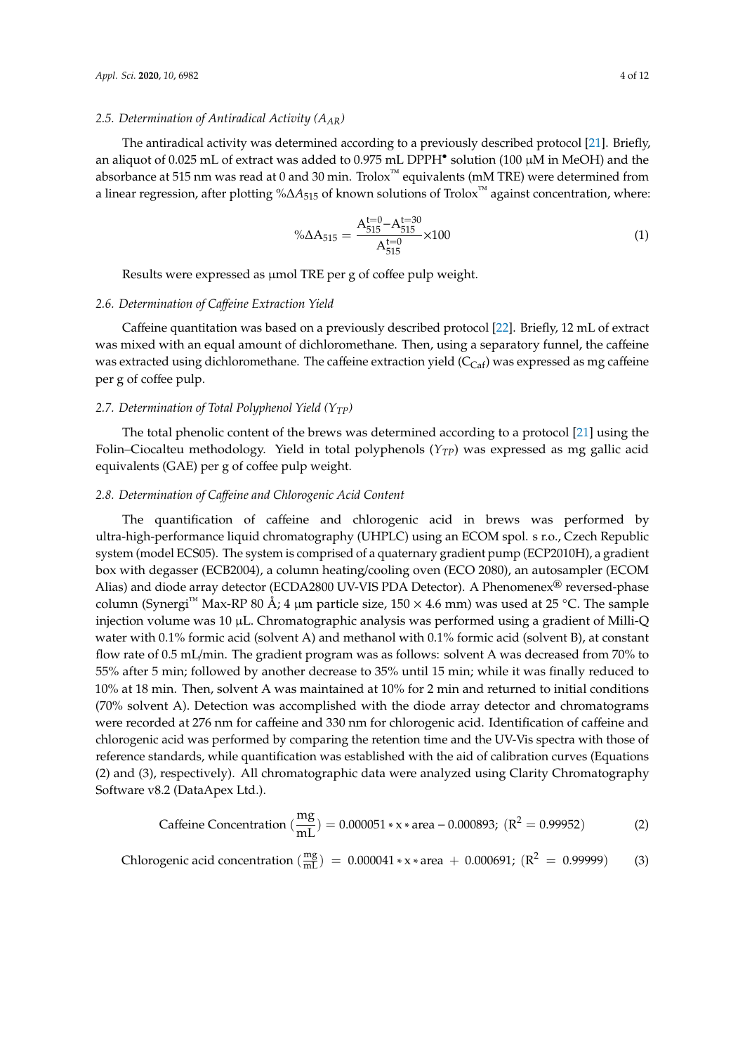### 2.5. Determination of Antiradical Activity ($A_{AR}$)

The antiradical activity was determined according to a previously described protocol [21]. Briefly, an aliquot of 0.025 mL of extract was added to 0.975 mL $DPPH^{\bullet}$ solution (100 μM in MeOH) and the absorbance at 515 nm was read at 0 and 30 min. Trolox™ equivalents (mM TRE) were determined from a linear regression, after plotting $\%\Delta A_{515}$ of known solutions of Trolox™ against concentration, where:

$$\%\Delta A_{515} = \frac{A_{515}^{t=0} - A_{515}^{t=30}}{A_{515}^{t=0}} \times 100 \tag{1}$$

Results were expressed as μmol TRE per g of coffee pulp weight.

### 2.6. Determination of Caffeine Extraction Yield

Caffeine quantitation was based on a previously described protocol [22]. Briefly, 12 mL of extract was mixed with an equal amount of dichloromethane. Then, using a separatory funnel, the caffeine was extracted using dichloromethane. The caffeine extraction yield ($C_{Caf}$) was expressed as mg caffeine per g of coffee pulp.

### 2.7. Determination of Total Polyphenol Yield ($Y_{TP}$)

The total phenolic content of the brews was determined according to a protocol [21] using the Folin–Ciocalteu methodology. Yield in total polyphenols ($Y_{TP}$) was expressed as mg gallic acid equivalents (GAE) per g of coffee pulp weight.

### 2.8. Determination of Caffeine and Chlorogenic Acid Content

The quantification of caffeine and chlorogenic acid in brews was performed by ultra-high-performance liquid chromatography (UHPLC) using an ECOM spol. s r.o., Czech Republic system (model ECS05). The system is comprised of a quaternary gradient pump (ECP2010H), a gradient box with degasser (ECB2004), a column heating/cooling oven (ECO 2080), an autosampler (ECOM Alias) and diode array detector (ECDA2800 UV-VIS PDA Detector). A Phenomenex® reversed-phase column (Synergi™ Max-RP 80 Å; 4 μm particle size, 150 × 4.6 mm) was used at 25 °C. The sample injection volume was 10 μL. Chromatographic analysis was performed using a gradient of Milli-Q water with 0.1% formic acid (solvent A) and methanol with 0.1% formic acid (solvent B), at constant flow rate of 0.5 mL/min. The gradient program was as follows: solvent A was decreased from 70% to 55% after 5 min; followed by another decrease to 35% until 15 min; while it was finally reduced to 10% at 18 min. Then, solvent A was maintained at 10% for 2 min and returned to initial conditions (70% solvent A). Detection was accomplished with the diode array detector and chromatograms were recorded at 276 nm for caffeine and 330 nm for chlorogenic acid. Identification of caffeine and chlorogenic acid was performed by comparing the retention time and the UV-Vis spectra with those of reference standards, while quantification was established with the aid of calibration curves (Equations (2) and (3), respectively). All chromatographic data were analyzed using Clarity Chromatography Software v8.2 (DataApex Ltd.).

$$\text{Caffeine Concentration } \left(\frac{\text{mg}}{\text{mL}}\right) = 0.000051 * x * \text{area} - 0.000893;\ (R^2 = 0.99952) \tag{2}$$

$$\text{Chlorogenic acid concentration } \left(\frac{\text{mg}}{\text{mL}}\right) = 0.000041 * x * \text{area} + 0.000691;\ (R^2 = 0.99999) \tag{3}$$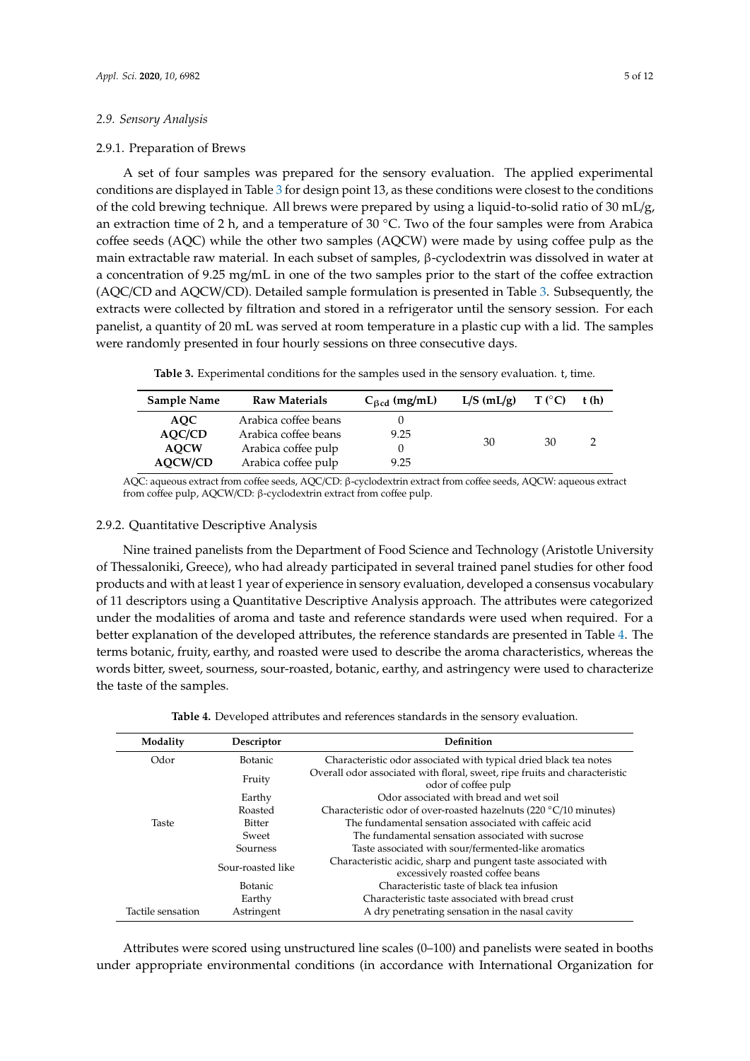### 2.9. Sensory Analysis

#### 2.9.1. Preparation of Brews

A set of four samples was prepared for the sensory evaluation. The applied experimental conditions are displayed in Table 3 for design point 13, as these conditions were closest to the conditions of the cold brewing technique. All brews were prepared by using a liquid-to-solid ratio of 30 mL/g, an extraction time of 2 h, and a temperature of 30 °C. Two of the four samples were from Arabica coffee seeds (AQC) while the other two samples (AQCW) were made by using coffee pulp as the main extractable raw material. In each subset of samples, β-cyclodextrin was dissolved in water at a concentration of 9.25 mg/mL in one of the two samples prior to the start of the coffee extraction (AQC/CD and AQCW/CD). Detailed sample formulation is presented in Table 3. Subsequently, the extracts were collected by filtration and stored in a refrigerator until the sensory session. For each panelist, a quantity of 20 mL was served at room temperature in a plastic cup with a lid. The samples were randomly presented in four hourly sessions on three consecutive days.

**Table 3.** Experimental conditions for the samples used in the sensory evaluation. t, time.

| Sample Name | Raw Materials | $C_{\beta cd}$ (mg/mL) | L/S (mL/g) | T (°C) | t (h) |
|---|---|---|---|---|---|
| **AQC** | Arabica coffee beans | 0 | 30 | 30 | 2 |
| **AQC/CD** | Arabica coffee beans | 9.25 | | | |
| **AQCW** | Arabica coffee pulp | 0 | | | |
| **AQCW/CD** | Arabica coffee pulp | 9.25 | | | |

AQC: aqueous extract from coffee seeds, AQC/CD: β-cyclodextrin extract from coffee seeds, AQCW: aqueous extract from coffee pulp, AQCW/CD: β-cyclodextrin extract from coffee pulp.

#### 2.9.2. Quantitative Descriptive Analysis

Nine trained panelists from the Department of Food Science and Technology (Aristotle University of Thessaloniki, Greece), who had already participated in several trained panel studies for other food products and with at least 1 year of experience in sensory evaluation, developed a consensus vocabulary of 11 descriptors using a Quantitative Descriptive Analysis approach. The attributes were categorized under the modalities of aroma and taste and reference standards were used when required. For a better explanation of the developed attributes, the reference standards are presented in Table 4. The terms botanic, fruity, earthy, and roasted were used to describe the aroma characteristics, whereas the words bitter, sweet, sourness, sour-roasted, botanic, earthy, and astringency were used to characterize the taste of the samples.

**Table 4.** Developed attributes and references standards in the sensory evaluation.

| Modality | Descriptor | Definition |
|---|---|---|
| Odor | Botanic | Characteristic odor associated with typical dried black tea notes |
| | Fruity | Overall odor associated with floral, sweet, ripe fruits and characteristic odor of coffee pulp |
| | Earthy | Odor associated with bread and wet soil |
| | Roasted | Characteristic odor of over-roasted hazelnuts (220 °C/10 minutes) |
| Taste | Bitter | The fundamental sensation associated with caffeic acid |
| | Sweet | The fundamental sensation associated with sucrose |
| | Sourness | Taste associated with sour/fermented-like aromatics |
| | Sour-roasted like | Characteristic acidic, sharp and pungent taste associated with excessively roasted coffee beans |
| | Botanic | Characteristic taste of black tea infusion |
| | Earthy | Characteristic taste associated with bread crust |
| Tactile sensation | Astringent | A dry penetrating sensation in the nasal cavity |

Attributes were scored using unstructured line scales (0–100) and panelists were seated in booths under appropriate environmental conditions (in accordance with International Organization for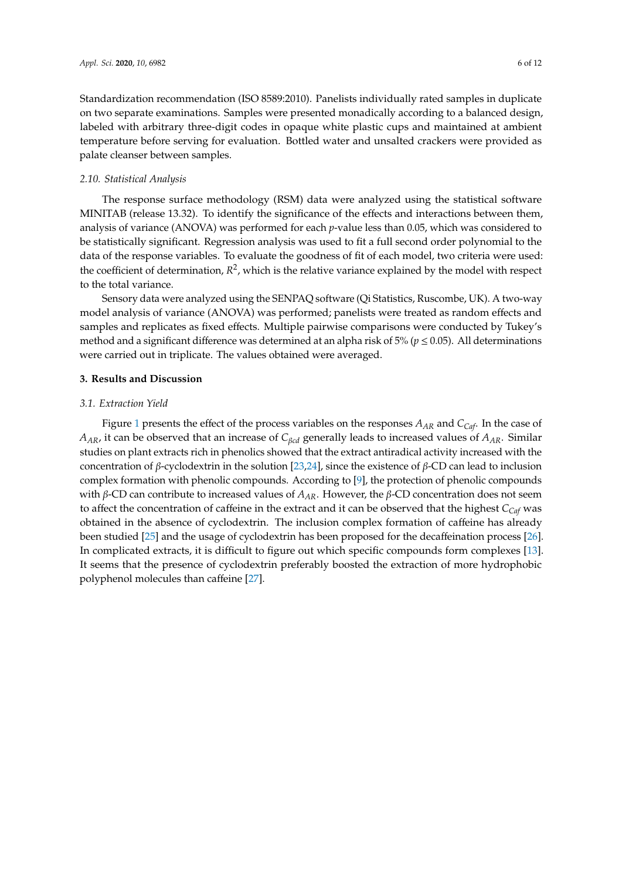Standardization recommendation (ISO 8589:2010). Panelists individually rated samples in duplicate on two separate examinations. Samples were presented monadically according to a balanced design, labeled with arbitrary three-digit codes in opaque white plastic cups and maintained at ambient temperature before serving for evaluation. Bottled water and unsalted crackers were provided as palate cleanser between samples.

### *2.10. Statistical Analysis*

The response surface methodology (RSM) data were analyzed using the statistical software MINITAB (release 13.32). To identify the significance of the effects and interactions between them, analysis of variance (ANOVA) was performed for each *p*-value less than 0.05, which was considered to be statistically significant. Regression analysis was used to fit a full second order polynomial to the data of the response variables. To evaluate the goodness of fit of each model, two criteria were used: the coefficient of determination, $R^2$, which is the relative variance explained by the model with respect to the total variance.

Sensory data were analyzed using the SENPAQ software (Qi Statistics, Ruscombe, UK). A two-way model analysis of variance (ANOVA) was performed; panelists were treated as random effects and samples and replicates as fixed effects. Multiple pairwise comparisons were conducted by Tukey's method and a significant difference was determined at an alpha risk of 5% ($p \leq 0.05$). All determinations were carried out in triplicate. The values obtained were averaged.

## **3. Results and Discussion**

### *3.1. Extraction Yield*

Figure 1 presents the effect of the process variables on the responses $A_{AR}$ and $C_{Caf}$. In the case of $A_{AR}$, it can be observed that an increase of $C_{\beta cd}$ generally leads to increased values of $A_{AR}$. Similar studies on plant extracts rich in phenolics showed that the extract antiradical activity increased with the concentration of *β*-cyclodextrin in the solution [23,24], since the existence of *β*-CD can lead to inclusion complex formation with phenolic compounds. According to [9], the protection of phenolic compounds with *β*-CD can contribute to increased values of $A_{AR}$. However, the *β*-CD concentration does not seem to affect the concentration of caffeine in the extract and it can be observed that the highest $C_{Caf}$ was obtained in the absence of cyclodextrin. The inclusion complex formation of caffeine has already been studied [25] and the usage of cyclodextrin has been proposed for the decaffeination process [26]. In complicated extracts, it is difficult to figure out which specific compounds form complexes [13]. It seems that the presence of cyclodextrin preferably boosted the extraction of more hydrophobic polyphenol molecules than caffeine [27].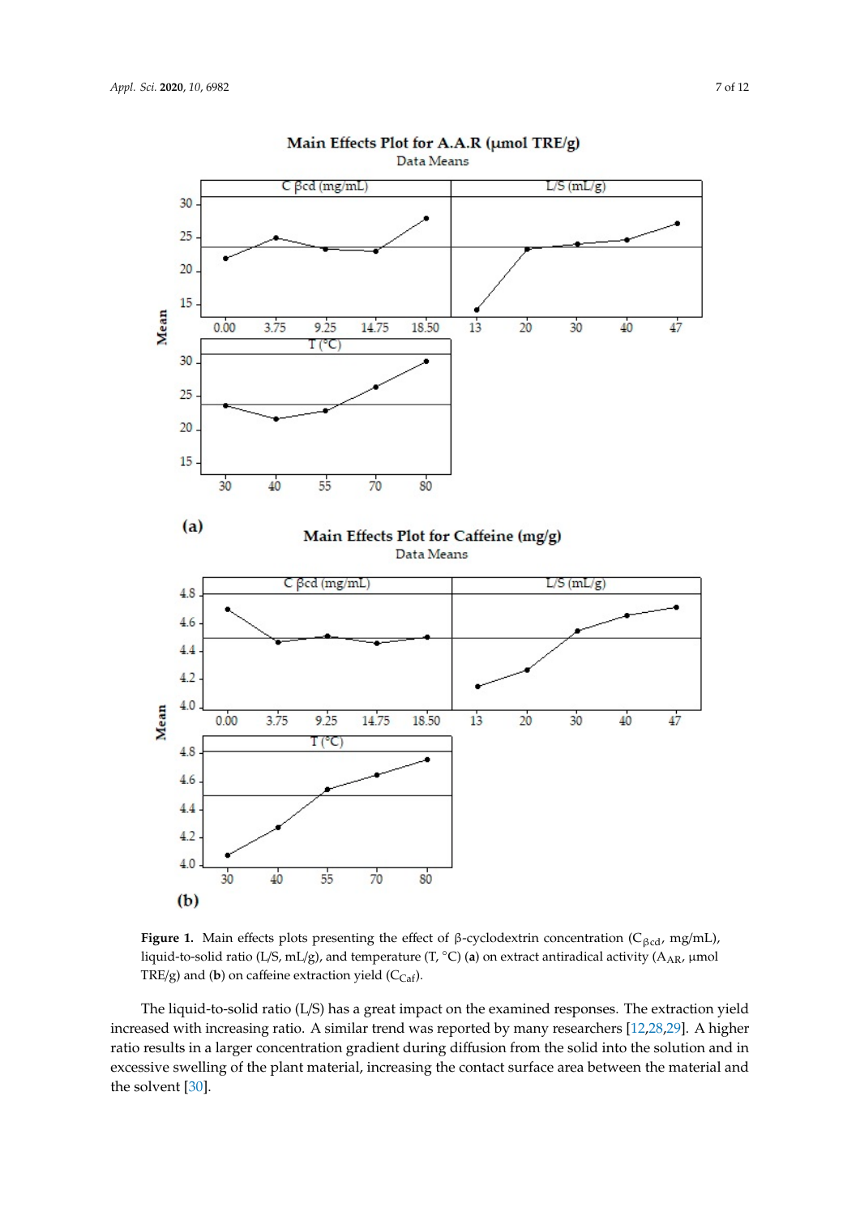**Figure 1.** Main effects plots presenting the effect of β-cyclodextrin concentration ($C_{\beta cd}$, mg/mL), liquid-to-solid ratio (L/S, mL/g), and temperature (T, °C) (**a**) on extract antiradical activity ($A_{AR}$, μmol TRE/g) and (**b**) on caffeine extraction yield ($C_{Caf}$).

The liquid-to-solid ratio (L/S) has a great impact on the examined responses. The extraction yield increased with increasing ratio. A similar trend was reported by many researchers [12,28,29]. A higher ratio results in a larger concentration gradient during diffusion from the solid into the solution and in excessive swelling of the plant material, increasing the contact surface area between the material and the solvent [30].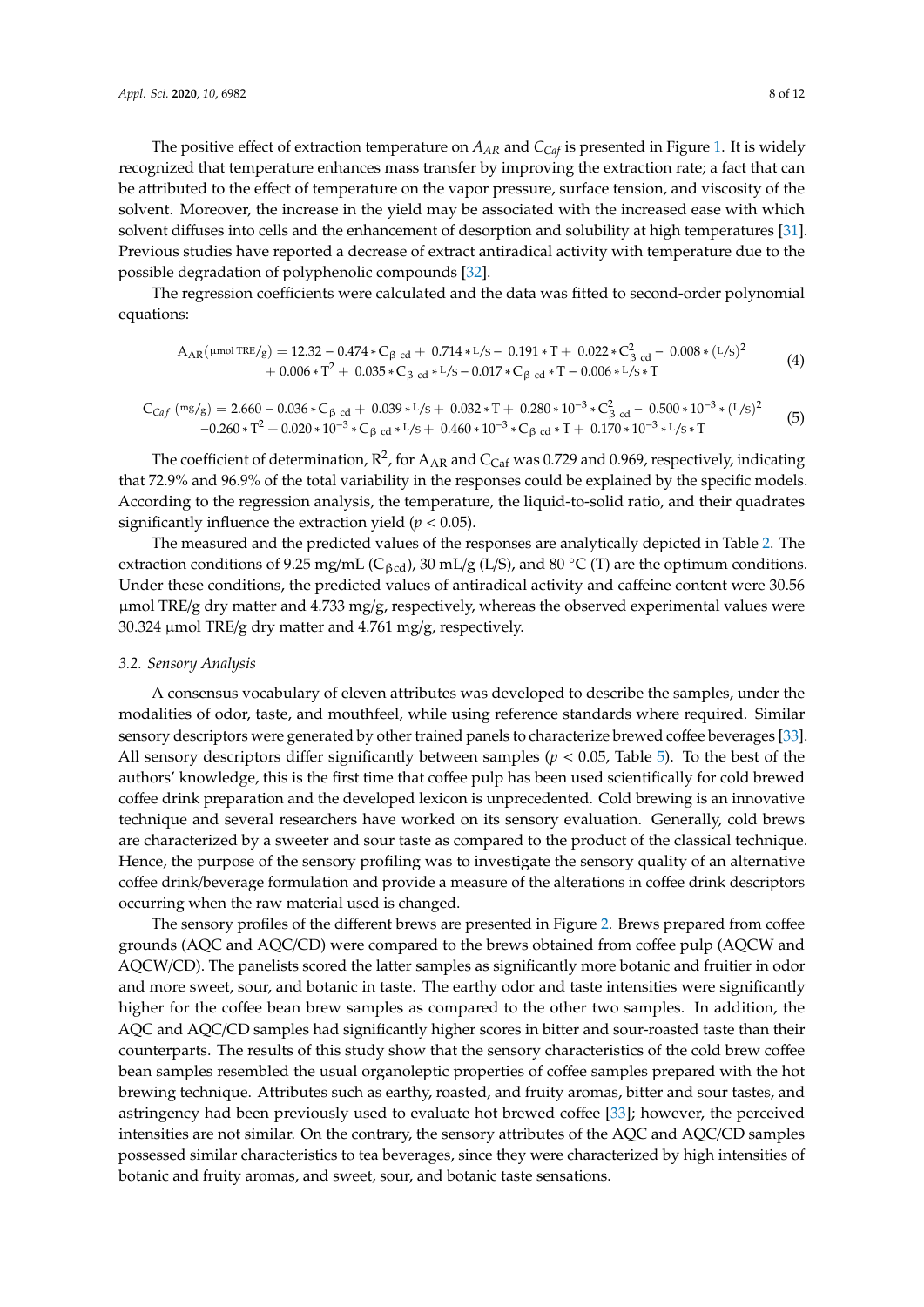The positive effect of extraction temperature on $A_{AR}$ and $C_{Caf}$ is presented in Figure 1. It is widely recognized that temperature enhances mass transfer by improving the extraction rate; a fact that can be attributed to the effect of temperature on the vapor pressure, surface tension, and viscosity of the solvent. Moreover, the increase in the yield may be associated with the increased ease with which solvent diffuses into cells and the enhancement of desorption and solubility at high temperatures [31]. Previous studies have reported a decrease of extract antiradical activity with temperature due to the possible degradation of polyphenolic compounds [32].

The regression coefficients were calculated and the data was fitted to second-order polynomial equations:

$$A_{AR}(\mu\text{mol TRE/g}) = 12.32 - 0.474 * C_{\beta\ cd} + 0.714 * L/S - 0.191 * T + 0.022 * C_{\beta\ cd}^2 - 0.008 * (L/S)^2 + 0.006 * T^2 + 0.035 * C_{\beta\ cd} * L/S - 0.017 * C_{\beta\ cd} * T - 0.006 * L/S * T \quad (4)$$

$$C_{Caf}\ (\text{mg/g}) = 2.660 - 0.036 * C_{\beta\ cd} + 0.039 * L/S + 0.032 * T + 0.280 * 10^{-3} * C_{\beta\ cd}^2 - 0.500 * 10^{-3} * (L/S)^2 - 0.260 * T^2 + 0.020 * 10^{-3} * C_{\beta\ cd} * L/S + 0.460 * 10^{-3} * C_{\beta\ cd} * T + 0.170 * 10^{-3} * L/S * T \quad (5)$$

The coefficient of determination, $R^2$, for $A_{AR}$ and $C_{Caf}$ was 0.729 and 0.969, respectively, indicating that 72.9% and 96.9% of the total variability in the responses could be explained by the specific models. According to the regression analysis, the temperature, the liquid-to-solid ratio, and their quadrates significantly influence the extraction yield ($p < 0.05$).

The measured and the predicted values of the responses are analytically depicted in Table 2. The extraction conditions of 9.25 mg/mL ($C_{\beta cd}$), 30 mL/g (L/S), and 80 °C (T) are the optimum conditions. Under these conditions, the predicted values of antiradical activity and caffeine content were 30.56 μmol TRE/g dry matter and 4.733 mg/g, respectively, whereas the observed experimental values were 30.324 μmol TRE/g dry matter and 4.761 mg/g, respectively.

### *3.2. Sensory Analysis*

A consensus vocabulary of eleven attributes was developed to describe the samples, under the modalities of odor, taste, and mouthfeel, while using reference standards where required. Similar sensory descriptors were generated by other trained panels to characterize brewed coffee beverages [33]. All sensory descriptors differ significantly between samples ($p < 0.05$, Table 5). To the best of the authors' knowledge, this is the first time that coffee pulp has been used scientifically for cold brewed coffee drink preparation and the developed lexicon is unprecedented. Cold brewing is an innovative technique and several researchers have worked on its sensory evaluation. Generally, cold brews are characterized by a sweeter and sour taste as compared to the product of the classical technique. Hence, the purpose of the sensory profiling was to investigate the sensory quality of an alternative coffee drink/beverage formulation and provide a measure of the alterations in coffee drink descriptors occurring when the raw material used is changed.

The sensory profiles of the different brews are presented in Figure 2. Brews prepared from coffee grounds (AQC and AQC/CD) were compared to the brews obtained from coffee pulp (AQCW and AQCW/CD). The panelists scored the latter samples as significantly more botanic and fruitier in odor and more sweet, sour, and botanic in taste. The earthy odor and taste intensities were significantly higher for the coffee bean brew samples as compared to the other two samples. In addition, the AQC and AQC/CD samples had significantly higher scores in bitter and sour-roasted taste than their counterparts. The results of this study show that the sensory characteristics of the cold brew coffee bean samples resembled the usual organoleptic properties of coffee samples prepared with the hot brewing technique. Attributes such as earthy, roasted, and fruity aromas, bitter and sour tastes, and astringency had been previously used to evaluate hot brewed coffee [33]; however, the perceived intensities are not similar. On the contrary, the sensory attributes of the AQC and AQC/CD samples possessed similar characteristics to tea beverages, since they were characterized by high intensities of botanic and fruity aromas, and sweet, sour, and botanic taste sensations.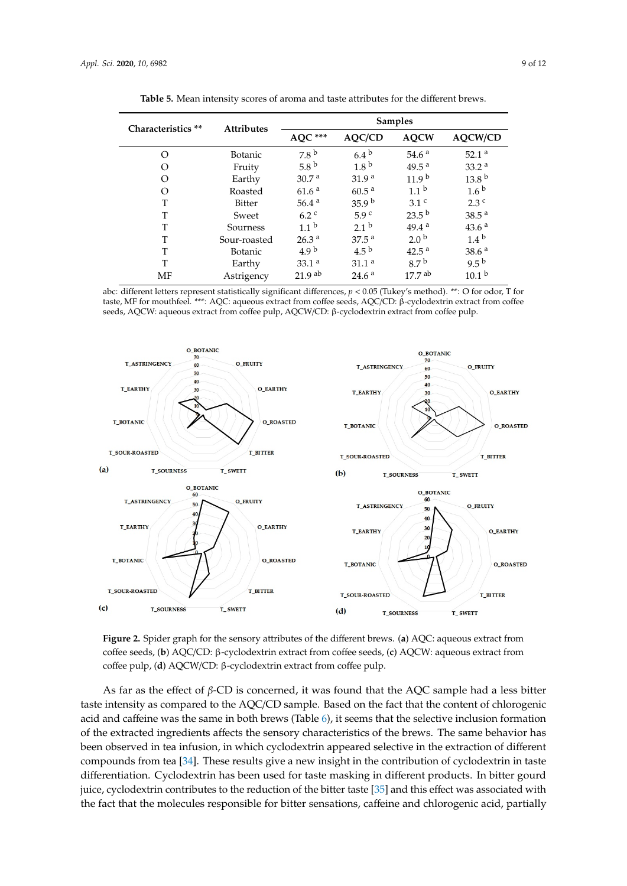**Table 5.** Mean intensity scores of aroma and taste attributes for the different brews.

| Characteristics ** | Attributes | Samples | | | |
|---|---|---|---|---|---|
| | | AQC *** | AQC/CD | AQCW | AQCW/CD |
| O | Botanic | 7.8 [b] | 6.4 [b] | 54.6 [a] | 52.1 [a] |
| O | Fruity | 5.8 [b] | 1.8 [b] | 49.5 [a] | 33.2 [a] |
| O | Earthy | 30.7 [a] | 31.9 [a] | 11.9 [b] | 13.8 [b] |
| O | Roasted | 61.6 [a] | 60.5 [a] | 1.1 [b] | 1.6 [b] |
| T | Bitter | 56.4 [a] | 35.9 [b] | 3.1 [c] | 2.3 [c] |
| T | Sweet | 6.2 [c] | 5.9 [c] | 23.5 [b] | 38.5 [a] |
| T | Sourness | 1.1 [b] | 2.1 [b] | 49.4 [a] | 43.6 [a] |
| T | Sour-roasted | 26.3 [a] | 37.5 [a] | 2.0 [b] | 1.4 [b] |
| T | Botanic | 4.9 [b] | 4.5 [b] | 42.5 [a] | 38.6 [a] |
| T | Earthy | 33.1 [a] | 31.1 [a] | 8.7 [b] | 9.5 [b] |
| MF | Astrigency | 21.9 [ab] | 24.6 [a] | 17.7 [ab] | 10.1 [b] |

abc: different letters represent statistically significant differences, $p < 0.05$ (Tukey's method). **: O for odor, T for taste, MF for mouthfeel. ***: AQC: aqueous extract from coffee seeds, AQC/CD: β-cyclodextrin extract from coffee seeds, AQCW: aqueous extract from coffee pulp, AQCW/CD: β-cyclodextrin extract from coffee pulp.

**Figure 2.** Spider graph for the sensory attributes of the different brews. (**a**) AQC: aqueous extract from coffee seeds, (**b**) AQC/CD: β-cyclodextrin extract from coffee seeds, (**c**) AQCW: aqueous extract from coffee pulp, (**d**) AQCW/CD: β-cyclodextrin extract from coffee pulp.

As far as the effect of β-CD is concerned, it was found that the AQC sample had a less bitter taste intensity as compared to the AQC/CD sample. Based on the fact that the content of chlorogenic acid and caffeine was the same in both brews (Table 6), it seems that the selective inclusion formation of the extracted ingredients affects the sensory characteristics of the brews. The same behavior has been observed in tea infusion, in which cyclodextrin appeared selective in the extraction of different compounds from tea [34]. These results give a new insight in the contribution of cyclodextrin in taste differentiation. Cyclodextrin has been used for taste masking in different products. In bitter gourd juice, cyclodextrin contributes to the reduction of the bitter taste [35] and this effect was associated with the fact that the molecules responsible for bitter sensations, caffeine and chlorogenic acid, partially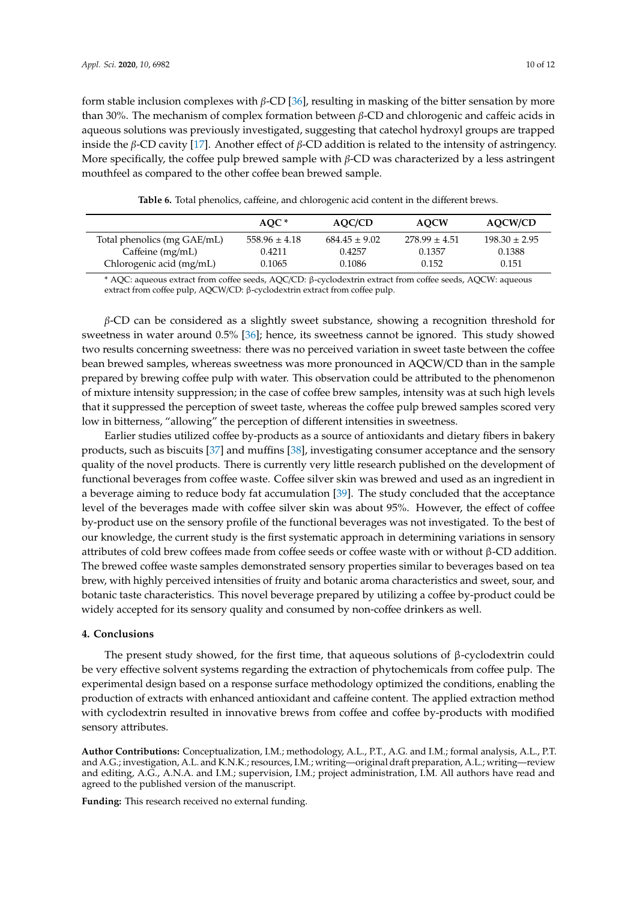form stable inclusion complexes with β-CD [36], resulting in masking of the bitter sensation by more than 30%. The mechanism of complex formation between β-CD and chlorogenic and caffeic acids in aqueous solutions was previously investigated, suggesting that catechol hydroxyl groups are trapped inside the β-CD cavity [17]. Another effect of β-CD addition is related to the intensity of astringency. More specifically, the coffee pulp brewed sample with β-CD was characterized by a less astringent mouthfeel as compared to the other coffee bean brewed sample.

**Table 6.** Total phenolics, caffeine, and chlorogenic acid content in the different brews.

| | AQC * | AQC/CD | AQCW | AQCW/CD |
|---|---|---|---|---|
| Total phenolics (mg GAE/mL) | 558.96 ± 4.18 | 684.45 ± 9.02 | 278.99 ± 4.51 | 198.30 ± 2.95 |
| Caffeine (mg/mL) | 0.4211 | 0.4257 | 0.1357 | 0.1388 |
| Chlorogenic acid (mg/mL) | 0.1065 | 0.1086 | 0.152 | 0.151 |

* AQC: aqueous extract from coffee seeds, AQC/CD: β-cyclodextrin extract from coffee seeds, AQCW: aqueous extract from coffee pulp, AQCW/CD: β-cyclodextrin extract from coffee pulp.

β-CD can be considered as a slightly sweet substance, showing a recognition threshold for sweetness in water around 0.5% [36]; hence, its sweetness cannot be ignored. This study showed two results concerning sweetness: there was no perceived variation in sweet taste between the coffee bean brewed samples, whereas sweetness was more pronounced in AQCW/CD than in the sample prepared by brewing coffee pulp with water. This observation could be attributed to the phenomenon of mixture intensity suppression; in the case of coffee brew samples, intensity was at such high levels that it suppressed the perception of sweet taste, whereas the coffee pulp brewed samples scored very low in bitterness, "allowing" the perception of different intensities in sweetness.

Earlier studies utilized coffee by-products as a source of antioxidants and dietary fibers in bakery products, such as biscuits [37] and muffins [38], investigating consumer acceptance and the sensory quality of the novel products. There is currently very little research published on the development of functional beverages from coffee waste. Coffee silver skin was brewed and used as an ingredient in a beverage aiming to reduce body fat accumulation [39]. The study concluded that the acceptance level of the beverages made with coffee silver skin was about 95%. However, the effect of coffee by-product use on the sensory profile of the functional beverages was not investigated. To the best of our knowledge, the current study is the first systematic approach in determining variations in sensory attributes of cold brew coffees made from coffee seeds or coffee waste with or without β-CD addition. The brewed coffee waste samples demonstrated sensory properties similar to beverages based on tea brew, with highly perceived intensities of fruity and botanic aroma characteristics and sweet, sour, and botanic taste characteristics. This novel beverage prepared by utilizing a coffee by-product could be widely accepted for its sensory quality and consumed by non-coffee drinkers as well.

## 4. Conclusions

The present study showed, for the first time, that aqueous solutions of β-cyclodextrin could be very effective solvent systems regarding the extraction of phytochemicals from coffee pulp. The experimental design based on a response surface methodology optimized the conditions, enabling the production of extracts with enhanced antioxidant and caffeine content. The applied extraction method with cyclodextrin resulted in innovative brews from coffee and coffee by-products with modified sensory attributes.

**Author Contributions:** Conceptualization, I.M.; methodology, A.L., P.T., A.G. and I.M.; formal analysis, A.L., P.T. and A.G.; investigation, A.L. and K.N.K.; resources, I.M.; writing—original draft preparation, A.L.; writing—review and editing, A.G., A.N.A. and I.M.; supervision, I.M.; project administration, I.M. All authors have read and agreed to the published version of the manuscript.

**Funding:** This research received no external funding.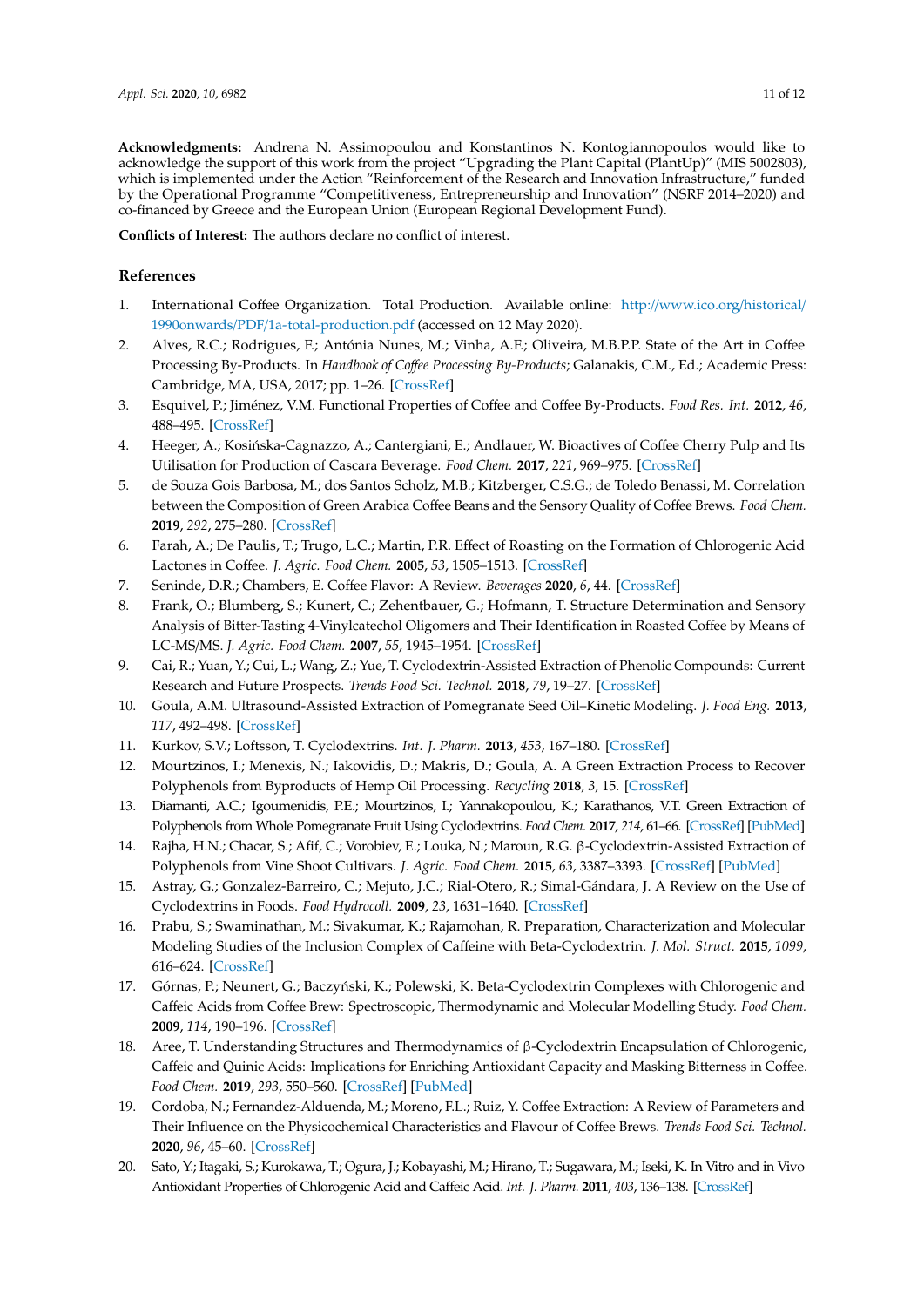**Acknowledgments:** Andrena N. Assimopoulou and Konstantinos N. Kontogiannopoulos would like to acknowledge the support of this work from the project "Upgrading the Plant Capital (PlantUp)" (MIS 5002803), which is implemented under the Action "Reinforcement of the Research and Innovation Infrastructure," funded by the Operational Programme "Competitiveness, Entrepreneurship and Innovation" (NSRF 2014–2020) and co-financed by Greece and the European Union (European Regional Development Fund).

**Conflicts of Interest:** The authors declare no conflict of interest.

## References

1. International Coffee Organization. Total Production. Available online: http://www.ico.org/historical/1990onwards/PDF/1a-total-production.pdf (accessed on 12 May 2020).
2. Alves, R.C.; Rodrigues, F.; Antónia Nunes, M.; Vinha, A.F.; Oliveira, M.B.P.P. State of the Art in Coffee Processing By-Products. In *Handbook of Coffee Processing By-Products*; Galanakis, C.M., Ed.; Academic Press: Cambridge, MA, USA, 2017; pp. 1–26. [CrossRef]
3. Esquivel, P.; Jiménez, V.M. Functional Properties of Coffee and Coffee By-Products. *Food Res. Int.* **2012**, *46*, 488–495. [CrossRef]
4. Heeger, A.; Kosińska-Cagnazzo, A.; Cantergiani, E.; Andlauer, W. Bioactives of Coffee Cherry Pulp and Its Utilisation for Production of Cascara Beverage. *Food Chem.* **2017**, *221*, 969–975. [CrossRef]
5. de Souza Gois Barbosa, M.; dos Santos Scholz, M.B.; Kitzberger, C.S.G.; de Toledo Benassi, M. Correlation between the Composition of Green Arabica Coffee Beans and the Sensory Quality of Coffee Brews. *Food Chem.* **2019**, *292*, 275–280. [CrossRef]
6. Farah, A.; De Paulis, T.; Trugo, L.C.; Martin, P.R. Effect of Roasting on the Formation of Chlorogenic Acid Lactones in Coffee. *J. Agric. Food Chem.* **2005**, *53*, 1505–1513. [CrossRef]
7. Seninde, D.R.; Chambers, E. Coffee Flavor: A Review. *Beverages* **2020**, *6*, 44. [CrossRef]
8. Frank, O.; Blumberg, S.; Kunert, C.; Zehentbauer, G.; Hofmann, T. Structure Determination and Sensory Analysis of Bitter-Tasting 4-Vinylcatechol Oligomers and Their Identification in Roasted Coffee by Means of LC-MS/MS. *J. Agric. Food Chem.* **2007**, *55*, 1945–1954. [CrossRef]
9. Cai, R.; Yuan, Y.; Cui, L.; Wang, Z.; Yue, T. Cyclodextrin-Assisted Extraction of Phenolic Compounds: Current Research and Future Prospects. *Trends Food Sci. Technol.* **2018**, *79*, 19–27. [CrossRef]
10. Goula, A.M. Ultrasound-Assisted Extraction of Pomegranate Seed Oil–Kinetic Modeling. *J. Food Eng.* **2013**, *117*, 492–498. [CrossRef]
11. Kurkov, S.V.; Loftsson, T. Cyclodextrins. *Int. J. Pharm.* **2013**, *453*, 167–180. [CrossRef]
12. Mourtzinos, I.; Menexis, N.; Iakovidis, D.; Makris, D.; Goula, A. A Green Extraction Process to Recover Polyphenols from Byproducts of Hemp Oil Processing. *Recycling* **2018**, *3*, 15. [CrossRef]
13. Diamanti, A.C.; Igoumenidis, P.E.; Mourtzinos, I.; Yannakopoulou, K.; Karathanos, V.T. Green Extraction of Polyphenols from Whole Pomegranate Fruit Using Cyclodextrins. *Food Chem.* **2017**, *214*, 61–66. [CrossRef] [PubMed]
14. Rajha, H.N.; Chacar, S.; Afif, C.; Vorobiev, E.; Louka, N.; Maroun, R.G. β-Cyclodextrin-Assisted Extraction of Polyphenols from Vine Shoot Cultivars. *J. Agric. Food Chem.* **2015**, *63*, 3387–3393. [CrossRef] [PubMed]
15. Astray, G.; Gonzalez-Barreiro, C.; Mejuto, J.C.; Rial-Otero, R.; Simal-Gándara, J. A Review on the Use of Cyclodextrins in Foods. *Food Hydrocoll.* **2009**, *23*, 1631–1640. [CrossRef]
16. Prabu, S.; Swaminathan, M.; Sivakumar, K.; Rajamohan, R. Preparation, Characterization and Molecular Modeling Studies of the Inclusion Complex of Caffeine with Beta-Cyclodextrin. *J. Mol. Struct.* **2015**, *1099*, 616–624. [CrossRef]
17. Górnas, P.; Neunert, G.; Baczyński, K.; Polewski, K. Beta-Cyclodextrin Complexes with Chlorogenic and Caffeic Acids from Coffee Brew: Spectroscopic, Thermodynamic and Molecular Modelling Study. *Food Chem.* **2009**, *114*, 190–196. [CrossRef]
18. Aree, T. Understanding Structures and Thermodynamics of β-Cyclodextrin Encapsulation of Chlorogenic, Caffeic and Quinic Acids: Implications for Enriching Antioxidant Capacity and Masking Bitterness in Coffee. *Food Chem.* **2019**, *293*, 550–560. [CrossRef] [PubMed]
19. Cordoba, N.; Fernandez-Alduenda, M.; Moreno, F.L.; Ruiz, Y. Coffee Extraction: A Review of Parameters and Their Influence on the Physicochemical Characteristics and Flavour of Coffee Brews. *Trends Food Sci. Technol.* **2020**, *96*, 45–60. [CrossRef]
20. Sato, Y.; Itagaki, S.; Kurokawa, T.; Ogura, J.; Kobayashi, M.; Hirano, T.; Sugawara, M.; Iseki, K. In Vitro and in Vivo Antioxidant Properties of Chlorogenic Acid and Caffeic Acid. *Int. J. Pharm.* **2011**, *403*, 136–138. [CrossRef]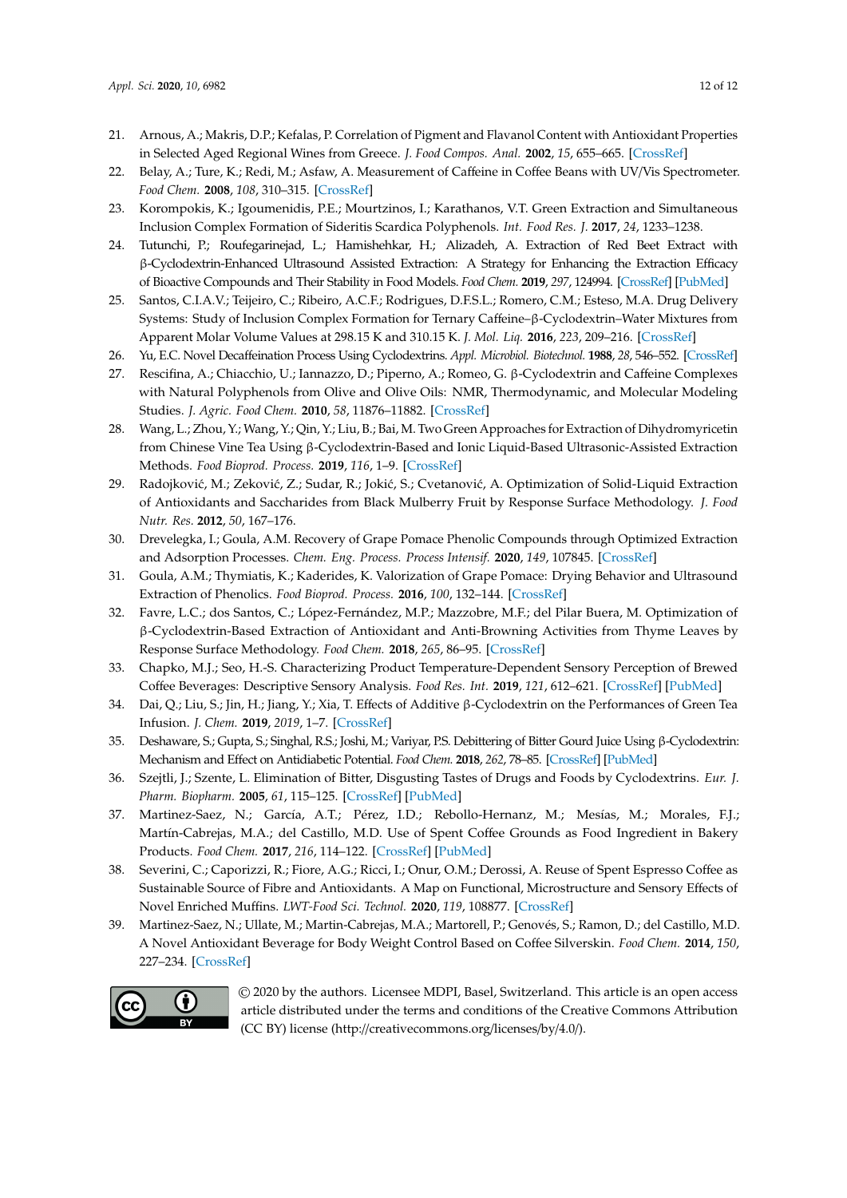21. Arnous, A.; Makris, D.P.; Kefalas, P. Correlation of Pigment and Flavanol Content with Antioxidant Properties in Selected Aged Regional Wines from Greece. *J. Food Compos. Anal.* **2002**, *15*, 655–665. [CrossRef]
22. Belay, A.; Ture, K.; Redi, M.; Asfaw, A. Measurement of Caffeine in Coffee Beans with UV/Vis Spectrometer. *Food Chem.* **2008**, *108*, 310–315. [CrossRef]
23. Korompokis, K.; Igoumenidis, P.E.; Mourtzinos, I.; Karathanos, V.T. Green Extraction and Simultaneous Inclusion Complex Formation of Sideritis Scardica Polyphenols. *Int. Food Res. J.* **2017**, *24*, 1233–1238.
24. Tutunchi, P.; Roufegarinejad, L.; Hamishehkar, H.; Alizadeh, A. Extraction of Red Beet Extract with β-Cyclodextrin-Enhanced Ultrasound Assisted Extraction: A Strategy for Enhancing the Extraction Efficacy of Bioactive Compounds and Their Stability in Food Models. *Food Chem.* **2019**, *297*, 124994. [CrossRef] [PubMed]
25. Santos, C.I.A.V.; Teijeiro, C.; Ribeiro, A.C.F.; Rodrigues, D.F.S.L.; Romero, C.M.; Esteso, M.A. Drug Delivery Systems: Study of Inclusion Complex Formation for Ternary Caffeine–β-Cyclodextrin–Water Mixtures from Apparent Molar Volume Values at 298.15 K and 310.15 K. *J. Mol. Liq.* **2016**, *223*, 209–216. [CrossRef]
26. Yu, E.C. Novel Decaffeination Process Using Cyclodextrins. *Appl. Microbiol. Biotechnol.* **1988**, *28*, 546–552. [CrossRef]
27. Rescifina, A.; Chiacchio, U.; Iannazzo, D.; Piperno, A.; Romeo, G. β-Cyclodextrin and Caffeine Complexes with Natural Polyphenols from Olive and Olive Oils: NMR, Thermodynamic, and Molecular Modeling Studies. *J. Agric. Food Chem.* **2010**, *58*, 11876–11882. [CrossRef]
28. Wang, L.; Zhou, Y.; Wang, Y.; Qin, Y.; Liu, B.; Bai, M. Two Green Approaches for Extraction of Dihydromyricetin from Chinese Vine Tea Using β-Cyclodextrin-Based and Ionic Liquid-Based Ultrasonic-Assisted Extraction Methods. *Food Bioprod. Process.* **2019**, *116*, 1–9. [CrossRef]
29. Radojković, M.; Zeković, Z.; Sudar, R.; Jokić, S.; Cvetanović, A. Optimization of Solid-Liquid Extraction of Antioxidants and Saccharides from Black Mulberry Fruit by Response Surface Methodology. *J. Food Nutr. Res.* **2012**, *50*, 167–176.
30. Drevelegka, I.; Goula, A.M. Recovery of Grape Pomace Phenolic Compounds through Optimized Extraction and Adsorption Processes. *Chem. Eng. Process. Process Intensif.* **2020**, *149*, 107845. [CrossRef]
31. Goula, A.M.; Thymiatis, K.; Kaderides, K. Valorization of Grape Pomace: Drying Behavior and Ultrasound Extraction of Phenolics. *Food Bioprod. Process.* **2016**, *100*, 132–144. [CrossRef]
32. Favre, L.C.; dos Santos, C.; López-Fernández, M.P.; Mazzobre, M.F.; del Pilar Buera, M. Optimization of β-Cyclodextrin-Based Extraction of Antioxidant and Anti-Browning Activities from Thyme Leaves by Response Surface Methodology. *Food Chem.* **2018**, *265*, 86–95. [CrossRef]
33. Chapko, M.J.; Seo, H.-S. Characterizing Product Temperature-Dependent Sensory Perception of Brewed Coffee Beverages: Descriptive Sensory Analysis. *Food Res. Int.* **2019**, *121*, 612–621. [CrossRef] [PubMed]
34. Dai, Q.; Liu, S.; Jin, H.; Jiang, Y.; Xia, T. Effects of Additive β-Cyclodextrin on the Performances of Green Tea Infusion. *J. Chem.* **2019**, *2019*, 1–7. [CrossRef]
35. Deshaware, S.; Gupta, S.; Singhal, R.S.; Joshi, M.; Variyar, P.S. Debittering of Bitter Gourd Juice Using β-Cyclodextrin: Mechanism and Effect on Antidiabetic Potential. *Food Chem.* **2018**, *262*, 78–85. [CrossRef] [PubMed]
36. Szejtli, J.; Szente, L. Elimination of Bitter, Disgusting Tastes of Drugs and Foods by Cyclodextrins. *Eur. J. Pharm. Biopharm.* **2005**, *61*, 115–125. [CrossRef] [PubMed]
37. Martinez-Saez, N.; García, A.T.; Pérez, I.D.; Rebollo-Hernanz, M.; Mesías, M.; Morales, F.J.; Martín-Cabrejas, M.A.; del Castillo, M.D. Use of Spent Coffee Grounds as Food Ingredient in Bakery Products. *Food Chem.* **2017**, *216*, 114–122. [CrossRef] [PubMed]
38. Severini, C.; Caporizzi, R.; Fiore, A.G.; Ricci, I.; Onur, O.M.; Derossi, A. Reuse of Spent Espresso Coffee as Sustainable Source of Fibre and Antioxidants. A Map on Functional, Microstructure and Sensory Effects of Novel Enriched Muffins. *LWT-Food Sci. Technol.* **2020**, *119*, 108877. [CrossRef]
39. Martinez-Saez, N.; Ullate, M.; Martin-Cabrejas, M.A.; Martorell, P.; Genovés, S.; Ramon, D.; del Castillo, M.D. A Novel Antioxidant Beverage for Body Weight Control Based on Coffee Silverskin. *Food Chem.* **2014**, *150*, 227–234. [CrossRef]

© 2020 by the authors. Licensee MDPI, Basel, Switzerland. This article is an open access article distributed under the terms and conditions of the Creative Commons Attribution (CC BY) license (http://creativecommons.org/licenses/by/4.0/).